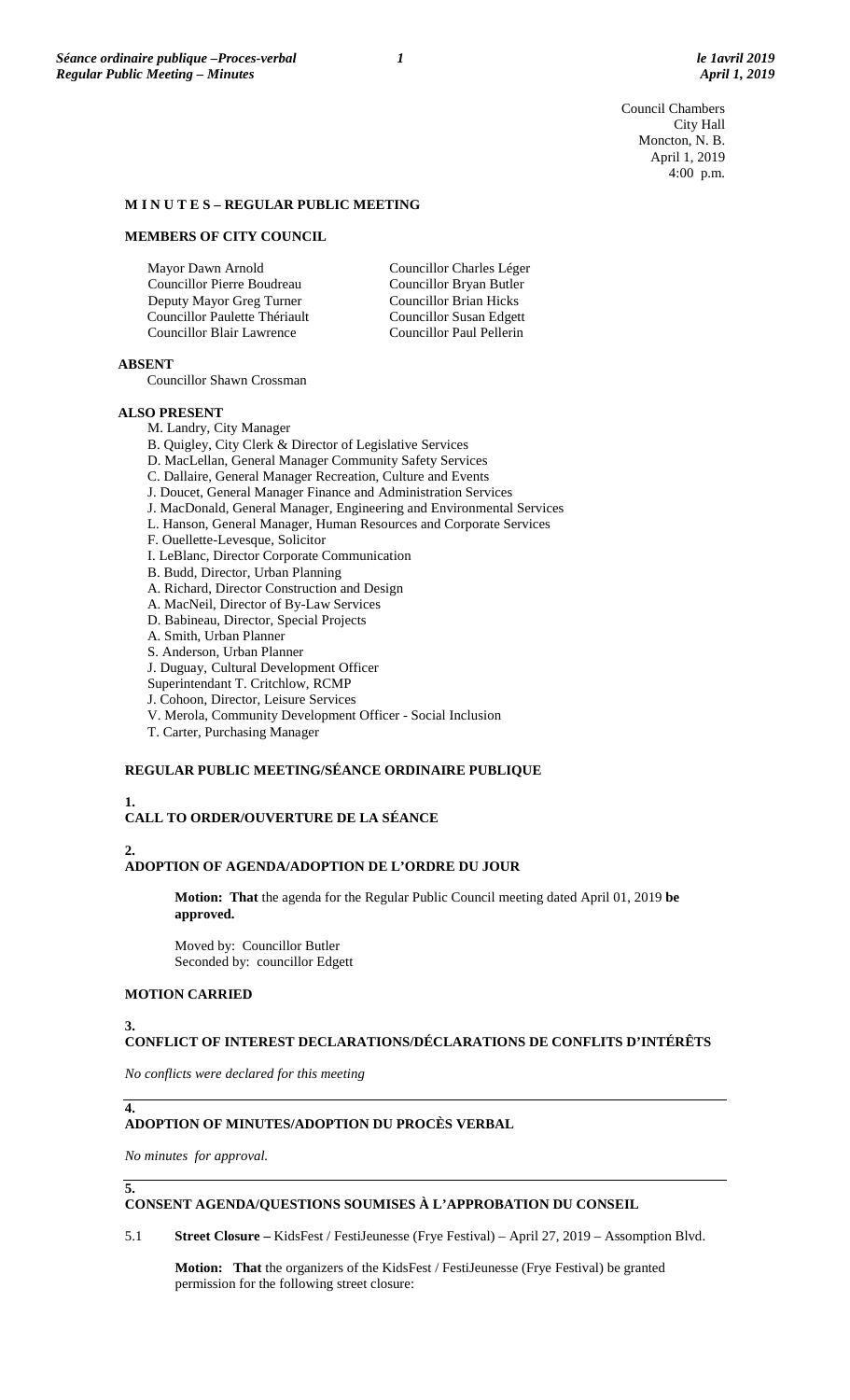Council Chambers
City Hall
Moncton, N. B.
April 1, 2019
4:00 p.m.

## M I N U T E S – REGULAR PUBLIC MEETING

### MEMBERS OF CITY COUNCIL

Mayor Dawn Arnold
Councillor Pierre Boudreau
Deputy Mayor Greg Turner
Councillor Paulette Thériault
Councillor Blair Lawrence
Councillor Charles Léger
Councillor Bryan Butler
Councillor Brian Hicks
Councillor Susan Edgett
Councillor Paul Pellerin

### ABSENT

Councillor Shawn Crossman

### ALSO PRESENT

M. Landry, City Manager
B. Quigley, City Clerk & Director of Legislative Services
D. MacLellan, General Manager Community Safety Services
C. Dallaire, General Manager Recreation, Culture and Events
J. Doucet, General Manager Finance and Administration Services
J. MacDonald, General Manager, Engineering and Environmental Services
L. Hanson, General Manager, Human Resources and Corporate Services
F. Ouellette-Levesque, Solicitor
I. LeBlanc, Director Corporate Communication
B. Budd, Director, Urban Planning
A. Richard, Director Construction and Design
A. MacNeil, Director of By-Law Services
D. Babineau, Director, Special Projects
A. Smith, Urban Planner
S. Anderson, Urban Planner
J. Duguay, Cultural Development Officer
Superintendant T. Critchlow, RCMP
J. Cohoon, Director, Leisure Services
V. Merola, Community Development Officer - Social Inclusion
T. Carter, Purchasing Manager

### REGULAR PUBLIC MEETING/SÉANCE ORDINAIRE PUBLIQUE

**1.**
**CALL TO ORDER/OUVERTURE DE LA SÉANCE**

**2.**
**ADOPTION OF AGENDA/ADOPTION DE L'ORDRE DU JOUR**

**Motion: That** the agenda for the Regular Public Council meeting dated April 01, 2019 **be approved.**

Moved by: Councillor Butler
Seconded by: councillor Edgett

**MOTION CARRIED**

**3.**
**CONFLICT OF INTEREST DECLARATIONS/DÉCLARATIONS DE CONFLITS D'INTÉRÊTS**

*No conflicts were declared for this meeting*

**4.**
**ADOPTION OF MINUTES/ADOPTION DU PROCÈS VERBAL**

*No minutes for approval.*

**5.**
**CONSENT AGENDA/QUESTIONS SOUMISES À L'APPROBATION DU CONSEIL**

5.1 **Street Closure –** KidsFest / FestiJeunesse (Frye Festival) – April 27, 2019 – Assomption Blvd.

**Motion: That** the organizers of the KidsFest / FestiJeunesse (Frye Festival) be granted permission for the following street closure: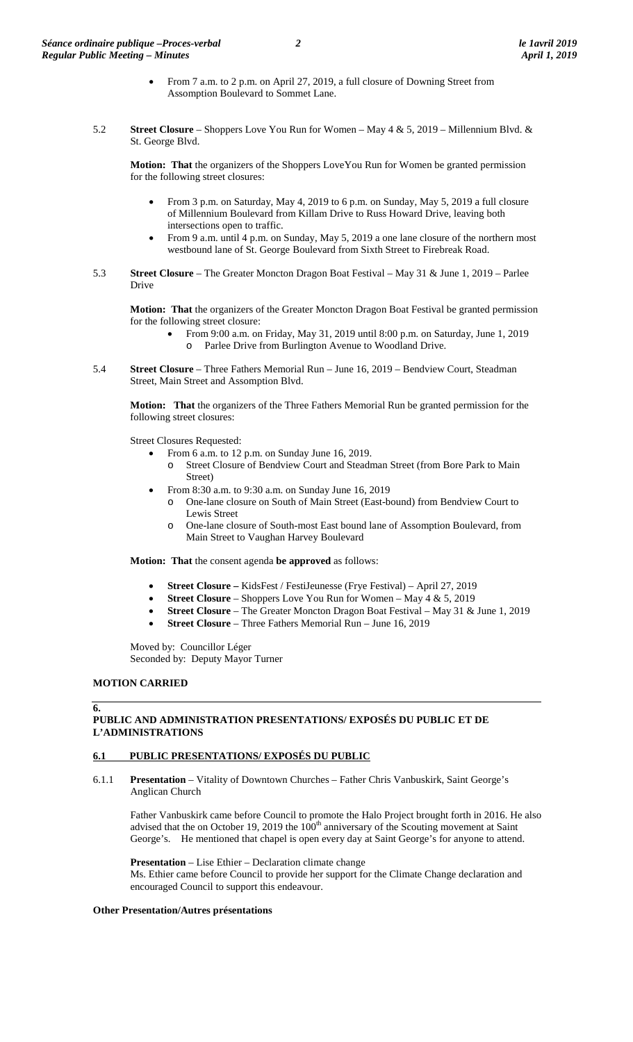- From 7 a.m. to 2 p.m. on April 27, 2019, a full closure of Downing Street from Assomption Boulevard to Sommet Lane.

5.2 **Street Closure** – Shoppers Love You Run for Women – May 4 & 5, 2019 – Millennium Blvd. & St. George Blvd.

**Motion: That** the organizers of the Shoppers LoveYou Run for Women be granted permission for the following street closures:

- From 3 p.m. on Saturday, May 4, 2019 to 6 p.m. on Sunday, May 5, 2019 a full closure of Millennium Boulevard from Killam Drive to Russ Howard Drive, leaving both intersections open to traffic.
- From 9 a.m. until 4 p.m. on Sunday, May 5, 2019 a one lane closure of the northern most westbound lane of St. George Boulevard from Sixth Street to Firebreak Road.

5.3 **Street Closure** – The Greater Moncton Dragon Boat Festival – May 31 & June 1, 2019 – Parlee Drive

**Motion: That** the organizers of the Greater Moncton Dragon Boat Festival be granted permission for the following street closure:

- From 9:00 a.m. on Friday, May 31, 2019 until 8:00 p.m. on Saturday, June 1, 2019
  - Parlee Drive from Burlington Avenue to Woodland Drive.

5.4 **Street Closure** – Three Fathers Memorial Run – June 16, 2019 – Bendview Court, Steadman Street, Main Street and Assomption Blvd.

**Motion: That** the organizers of the Three Fathers Memorial Run be granted permission for the following street closures:

Street Closures Requested:

- From 6 a.m. to 12 p.m. on Sunday June 16, 2019.
  - Street Closure of Bendview Court and Steadman Street (from Bore Park to Main Street)
- From 8:30 a.m. to 9:30 a.m. on Sunday June 16, 2019
  - One-lane closure on South of Main Street (East-bound) from Bendview Court to Lewis Street
  - One-lane closure of South-most East bound lane of Assomption Boulevard, from Main Street to Vaughan Harvey Boulevard

**Motion: That** the consent agenda **be approved** as follows:

- **Street Closure –** KidsFest / FestiJeunesse (Frye Festival) – April 27, 2019
- **Street Closure** – Shoppers Love You Run for Women – May 4 & 5, 2019
- **Street Closure** – The Greater Moncton Dragon Boat Festival – May 31 & June 1, 2019
- **Street Closure** – Three Fathers Memorial Run – June 16, 2019

Moved by: Councillor Léger
Seconded by: Deputy Mayor Turner

**MOTION CARRIED**

## 6. PUBLIC AND ADMINISTRATION PRESENTATIONS/ EXPOSÉS DU PUBLIC ET DE L'ADMINISTRATIONS

### 6.1 PUBLIC PRESENTATIONS/ EXPOSÉS DU PUBLIC

6.1.1 **Presentation** – Vitality of Downtown Churches – Father Chris Vanbuskirk, Saint George's Anglican Church

Father Vanbuskirk came before Council to promote the Halo Project brought forth in 2016. He also advised that the on October 19, 2019 the 100th anniversary of the Scouting movement at Saint George's. He mentioned that chapel is open every day at Saint George's for anyone to attend.

**Presentation** – Lise Ethier – Declaration climate change
Ms. Ethier came before Council to provide her support for the Climate Change declaration and encouraged Council to support this endeavour.

**Other Presentation/Autres présentations**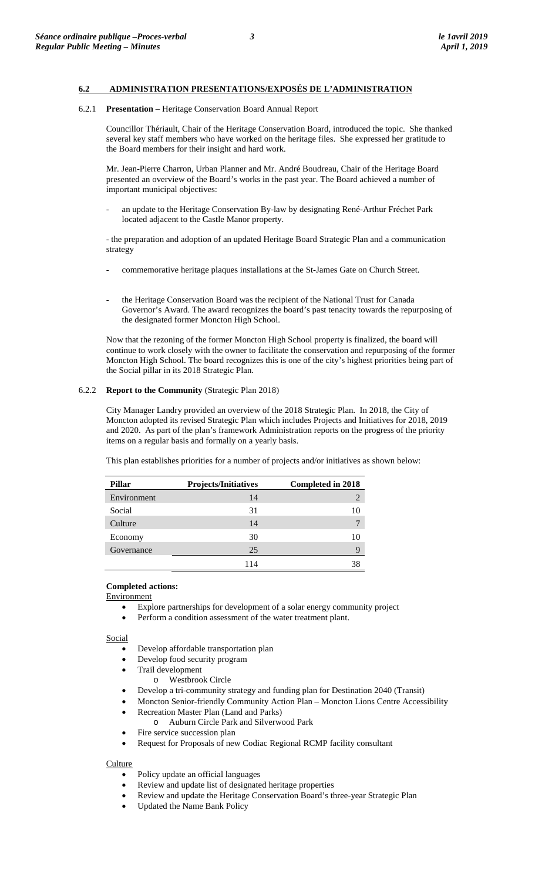## 6.2 ADMINISTRATION PRESENTATIONS/EXPOSÉS DE L'ADMINISTRATION

6.2.1 **Presentation** – Heritage Conservation Board Annual Report

Councillor Thériault, Chair of the Heritage Conservation Board, introduced the topic. She thanked several key staff members who have worked on the heritage files. She expressed her gratitude to the Board members for their insight and hard work.

Mr. Jean-Pierre Charron, Urban Planner and Mr. André Boudreau, Chair of the Heritage Board presented an overview of the Board's works in the past year. The Board achieved a number of important municipal objectives:

- an update to the Heritage Conservation By-law by designating René-Arthur Fréchet Park located adjacent to the Castle Manor property.

- the preparation and adoption of an updated Heritage Board Strategic Plan and a communication strategy

- commemorative heritage plaques installations at the St-James Gate on Church Street.

- the Heritage Conservation Board was the recipient of the National Trust for Canada Governor's Award. The award recognizes the board's past tenacity towards the repurposing of the designated former Moncton High School.

Now that the rezoning of the former Moncton High School property is finalized, the board will continue to work closely with the owner to facilitate the conservation and repurposing of the former Moncton High School. The board recognizes this is one of the city's highest priorities being part of the Social pillar in its 2018 Strategic Plan.

6.2.2 **Report to the Community** (Strategic Plan 2018)

City Manager Landry provided an overview of the 2018 Strategic Plan. In 2018, the City of Moncton adopted its revised Strategic Plan which includes Projects and Initiatives for 2018, 2019 and 2020. As part of the plan's framework Administration reports on the progress of the priority items on a regular basis and formally on a yearly basis.

This plan establishes priorities for a number of projects and/or initiatives as shown below:

| Pillar | Projects/Initiatives | Completed in 2018 |
|---|---|---|
| Environment | 14 | 2 |
| Social | 31 | 10 |
| Culture | 14 | 7 |
| Economy | 30 | 10 |
| Governance | 25 | 9 |
| | 114 | 38 |

**Completed actions:**

Environment

- Explore partnerships for development of a solar energy community project
- Perform a condition assessment of the water treatment plant.

Social

- Develop affordable transportation plan
- Develop food security program
- Trail development
  - Westbrook Circle
- Develop a tri-community strategy and funding plan for Destination 2040 (Transit)
- Moncton Senior-friendly Community Action Plan – Moncton Lions Centre Accessibility
- Recreation Master Plan (Land and Parks)
  - Auburn Circle Park and Silverwood Park
- Fire service succession plan
- Request for Proposals of new Codiac Regional RCMP facility consultant

Culture

- Policy update an official languages
- Review and update list of designated heritage properties
- Review and update the Heritage Conservation Board's three-year Strategic Plan
- Updated the Name Bank Policy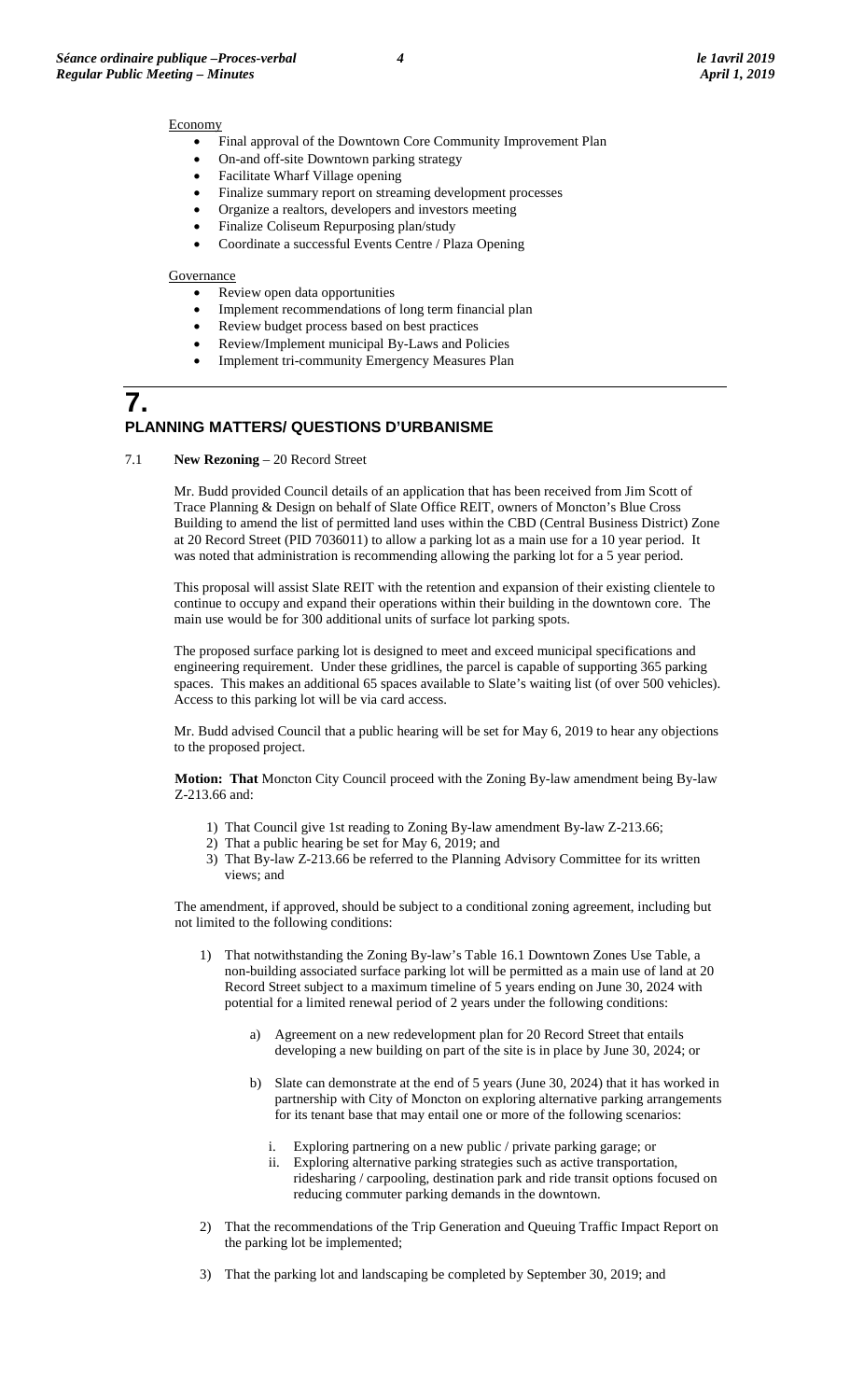Economy

- Final approval of the Downtown Core Community Improvement Plan
- On-and off-site Downtown parking strategy
- Facilitate Wharf Village opening
- Finalize summary report on streaming development processes
- Organize a realtors, developers and investors meeting
- Finalize Coliseum Repurposing plan/study
- Coordinate a successful Events Centre / Plaza Opening

Governance

- Review open data opportunities
- Implement recommendations of long term financial plan
- Review budget process based on best practices
- Review/Implement municipal By-Laws and Policies
- Implement tri-community Emergency Measures Plan

# 7. PLANNING MATTERS/ QUESTIONS D'URBANISME

7.1 **New Rezoning** – 20 Record Street

Mr. Budd provided Council details of an application that has been received from Jim Scott of Trace Planning & Design on behalf of Slate Office REIT, owners of Moncton's Blue Cross Building to amend the list of permitted land uses within the CBD (Central Business District) Zone at 20 Record Street (PID 7036011) to allow a parking lot as a main use for a 10 year period. It was noted that administration is recommending allowing the parking lot for a 5 year period.

This proposal will assist Slate REIT with the retention and expansion of their existing clientele to continue to occupy and expand their operations within their building in the downtown core. The main use would be for 300 additional units of surface lot parking spots.

The proposed surface parking lot is designed to meet and exceed municipal specifications and engineering requirement. Under these gridlines, the parcel is capable of supporting 365 parking spaces. This makes an additional 65 spaces available to Slate's waiting list (of over 500 vehicles). Access to this parking lot will be via card access.

Mr. Budd advised Council that a public hearing will be set for May 6, 2019 to hear any objections to the proposed project.

**Motion: That** Moncton City Council proceed with the Zoning By-law amendment being By-law Z-213.66 and:

1) That Council give 1st reading to Zoning By-law amendment By-law Z-213.66;
2) That a public hearing be set for May 6, 2019; and
3) That By-law Z-213.66 be referred to the Planning Advisory Committee for its written views; and

The amendment, if approved, should be subject to a conditional zoning agreement, including but not limited to the following conditions:

1) That notwithstanding the Zoning By-law's Table 16.1 Downtown Zones Use Table, a non-building associated surface parking lot will be permitted as a main use of land at 20 Record Street subject to a maximum timeline of 5 years ending on June 30, 2024 with potential for a limited renewal period of 2 years under the following conditions:

    a) Agreement on a new redevelopment plan for 20 Record Street that entails developing a new building on part of the site is in place by June 30, 2024; or

    b) Slate can demonstrate at the end of 5 years (June 30, 2024) that it has worked in partnership with City of Moncton on exploring alternative parking arrangements for its tenant base that may entail one or more of the following scenarios:

        i. Exploring partnering on a new public / private parking garage; or
        ii. Exploring alternative parking strategies such as active transportation, ridesharing / carpooling, destination park and ride transit options focused on reducing commuter parking demands in the downtown.

2) That the recommendations of the Trip Generation and Queuing Traffic Impact Report on the parking lot be implemented;

3) That the parking lot and landscaping be completed by September 30, 2019; and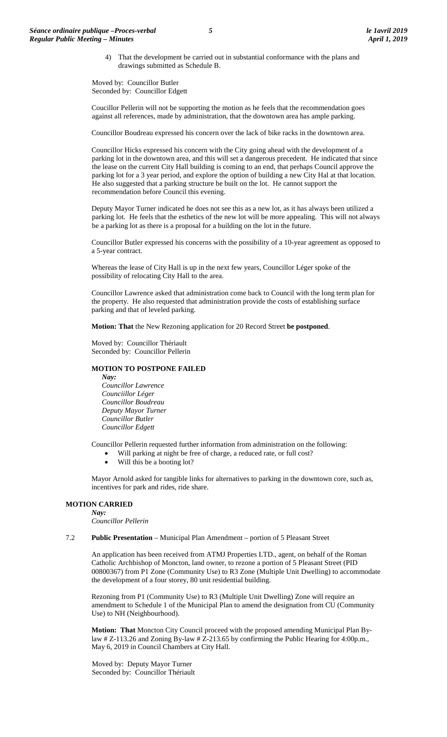4) That the development be carried out in substantial conformance with the plans and drawings submitted as Schedule B.

Moved by: Councillor Butler
Seconded by: Councillor Edgett

Coucillor Pellerin will not be supporting the motion as he feels that the recommendation goes against all references, made by administration, that the downtown area has ample parking.

Councillor Boudreau expressed his concern over the lack of bike racks in the downtown area.

Councillor Hicks expressed his concern with the City going ahead with the development of a parking lot in the downtown area, and this will set a dangerous precedent. He indicated that since the lease on the current City Hall building is coming to an end, that perhaps Council approve the parking lot for a 3 year period, and explore the option of building a new City Hal at that location. He also suggested that a parking structure be built on the lot. He cannot support the recommendation before Council this evening.

Deputy Mayor Turner indicated he does not see this as a new lot, as it has always been utilized a parking lot. He feels that the esthetics of the new lot will be more appealing. This will not always be a parking lot as there is a proposal for a building on the lot in the future.

Councillor Butler expressed his concerns with the possibility of a 10-year agreement as opposed to a 5-year contract.

Whereas the lease of City Hall is up in the next few years, Councillor Léger spoke of the possibility of relocating City Hall to the area.

Councillor Lawrence asked that administration come back to Council with the long term plan for the property. He also requested that administration provide the costs of establishing surface parking and that of leveled parking.

**Motion: That** the New Rezoning application for 20 Record Street **be postponed**.

Moved by: Councillor Thériault
Seconded by: Councillor Pellerin

**MOTION TO POSTPONE FAILED**

*Nay:*
*Councillor Lawrence*
*Counciillor Léger*
*Councillor Boudreau*
*Deputy Mayor Turner*
*Councillor Butler*
*Councillor Edgett*

Councillor Pellerin requested further information from administration on the following:

- Will parking at night be free of charge, a reduced rate, or full cost?
- Will this be a booting lot?

Mayor Arnold asked for tangible links for alternatives to parking in the downtown core, such as, incentives for park and rides, ride share.

**MOTION CARRIED**

*Nay:*
*Councillor Pellerin*

7.2 **Public Presentation** – Municipal Plan Amendment – portion of 5 Pleasant Street

An application has been received from ATMJ Properties LTD., agent, on behalf of the Roman Catholic Archbishop of Moncton, land owner, to rezone a portion of 5 Pleasant Street (PID 00800367) from P1 Zone (Community Use) to R3 Zone (Multiple Unit Dwelling) to accommodate the development of a four storey, 80 unit residential building.

Rezoning from P1 (Community Use) to R3 (Multiple Unit Dwelling) Zone will require an amendment to Schedule 1 of the Municipal Plan to amend the designation from CU (Community Use) to NH (Neighbourhood).

**Motion: That** Moncton City Council proceed with the proposed amending Municipal Plan By-law # Z-113.26 and Zoning By-law # Z-213.65 by confirming the Public Hearing for 4:00p.m., May 6, 2019 in Council Chambers at City Hall.

Moved by: Deputy Mayor Turner
Seconded by: Councillor Thériault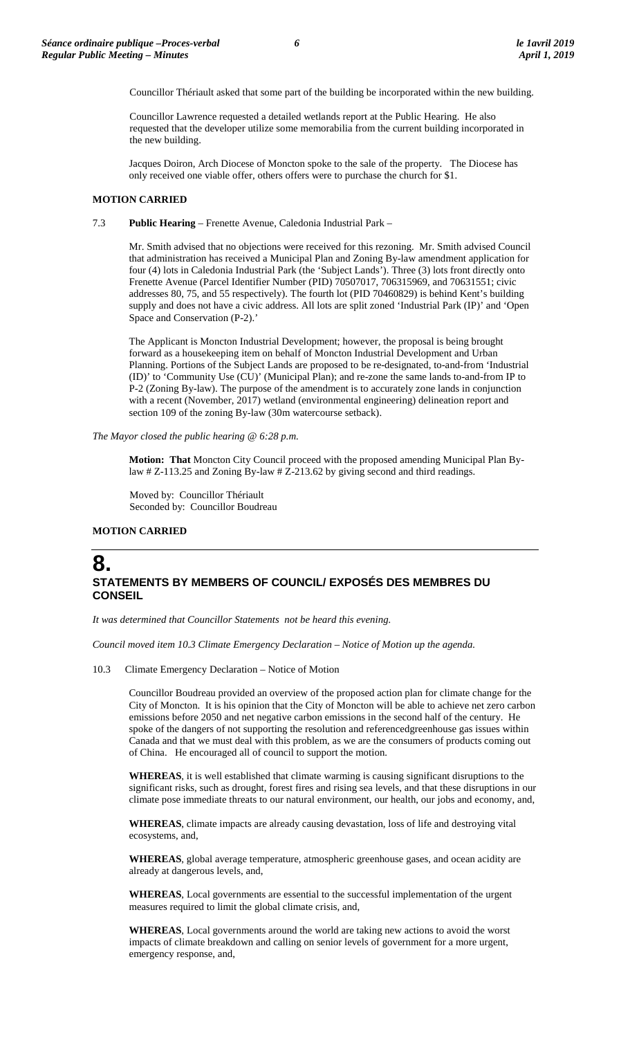Councillor Thériault asked that some part of the building be incorporated within the new building.

Councillor Lawrence requested a detailed wetlands report at the Public Hearing. He also requested that the developer utilize some memorabilia from the current building incorporated in the new building.

Jacques Doiron, Arch Diocese of Moncton spoke to the sale of the property. The Diocese has only received one viable offer, others offers were to purchase the church for $1.

**MOTION CARRIED**

7.3 **Public Hearing** – Frenette Avenue, Caledonia Industrial Park –

Mr. Smith advised that no objections were received for this rezoning. Mr. Smith advised Council that administration has received a Municipal Plan and Zoning By-law amendment application for four (4) lots in Caledonia Industrial Park (the 'Subject Lands'). Three (3) lots front directly onto Frenette Avenue (Parcel Identifier Number (PID) 70507017, 706315969, and 70631551; civic addresses 80, 75, and 55 respectively). The fourth lot (PID 70460829) is behind Kent's building supply and does not have a civic address. All lots are split zoned 'Industrial Park (IP)' and 'Open Space and Conservation (P-2).'

The Applicant is Moncton Industrial Development; however, the proposal is being brought forward as a housekeeping item on behalf of Moncton Industrial Development and Urban Planning. Portions of the Subject Lands are proposed to be re-designated, to-and-from 'Industrial (ID)' to 'Community Use (CU)' (Municipal Plan); and re-zone the same lands to-and-from IP to P-2 (Zoning By-law). The purpose of the amendment is to accurately zone lands in conjunction with a recent (November, 2017) wetland (environmental engineering) delineation report and section 109 of the zoning By-law (30m watercourse setback).

*The Mayor closed the public hearing @ 6:28 p.m.*

**Motion: That** Moncton City Council proceed with the proposed amending Municipal Plan By-law # Z-113.25 and Zoning By-law # Z-213.62 by giving second and third readings.

Moved by: Councillor Thériault
Seconded by: Councillor Boudreau

**MOTION CARRIED**

# 8. STATEMENTS BY MEMBERS OF COUNCIL/ EXPOSÉS DES MEMBRES DU CONSEIL

*It was determined that Councillor Statements not be heard this evening.*

*Council moved item 10.3 Climate Emergency Declaration – Notice of Motion up the agenda.*

10.3 Climate Emergency Declaration – Notice of Motion

Councillor Boudreau provided an overview of the proposed action plan for climate change for the City of Moncton. It is his opinion that the City of Moncton will be able to achieve net zero carbon emissions before 2050 and net negative carbon emissions in the second half of the century. He spoke of the dangers of not supporting the resolution and referencedgreenhouse gas issues within Canada and that we must deal with this problem, as we are the consumers of products coming out of China. He encouraged all of council to support the motion.

**WHEREAS**, it is well established that climate warming is causing significant disruptions to the significant risks, such as drought, forest fires and rising sea levels, and that these disruptions in our climate pose immediate threats to our natural environment, our health, our jobs and economy, and,

**WHEREAS**, climate impacts are already causing devastation, loss of life and destroying vital ecosystems, and,

**WHEREAS**, global average temperature, atmospheric greenhouse gases, and ocean acidity are already at dangerous levels, and,

**WHEREAS**, Local governments are essential to the successful implementation of the urgent measures required to limit the global climate crisis, and,

**WHEREAS**, Local governments around the world are taking new actions to avoid the worst impacts of climate breakdown and calling on senior levels of government for a more urgent, emergency response, and,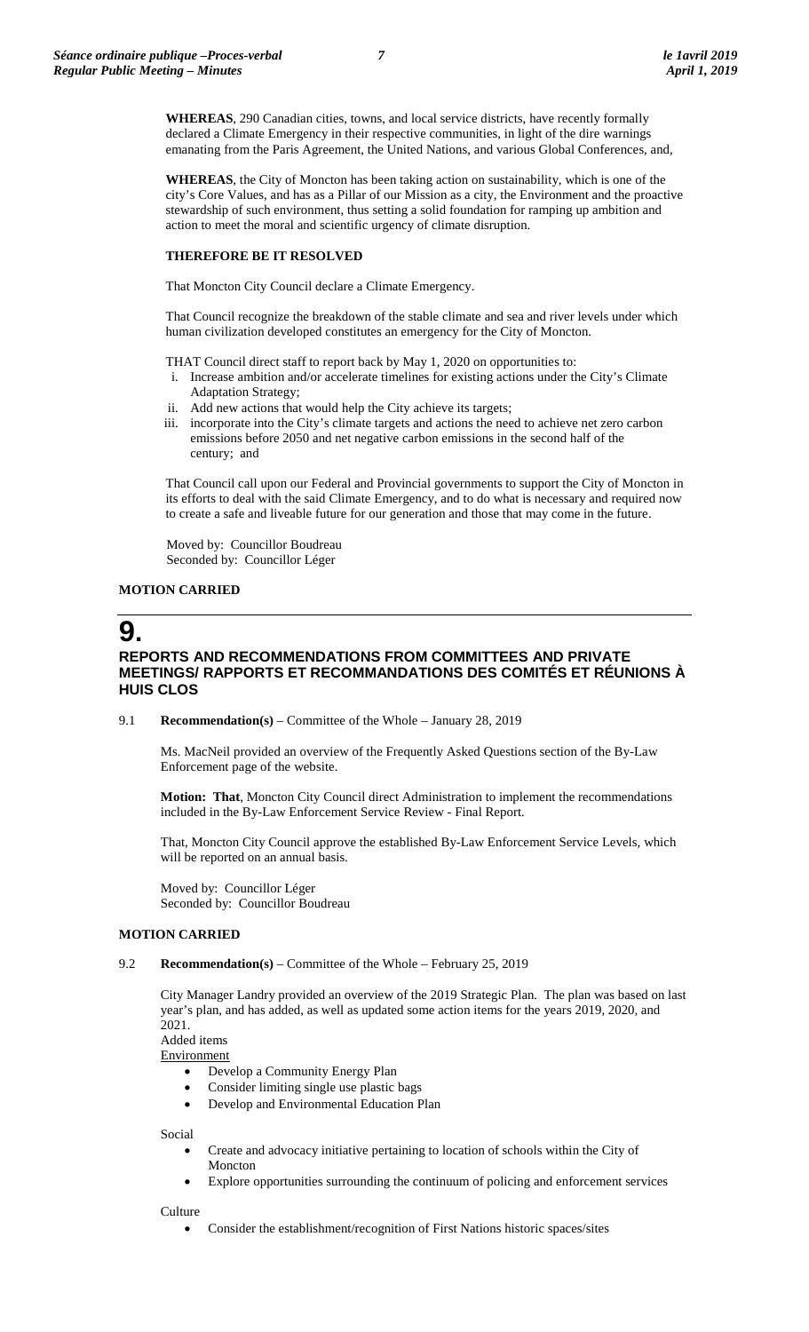**WHEREAS**, 290 Canadian cities, towns, and local service districts, have recently formally declared a Climate Emergency in their respective communities, in light of the dire warnings emanating from the Paris Agreement, the United Nations, and various Global Conferences, and,

**WHEREAS**, the City of Moncton has been taking action on sustainability, which is one of the city's Core Values, and has as a Pillar of our Mission as a city, the Environment and the proactive stewardship of such environment, thus setting a solid foundation for ramping up ambition and action to meet the moral and scientific urgency of climate disruption.

**THEREFORE BE IT RESOLVED**

That Moncton City Council declare a Climate Emergency.

That Council recognize the breakdown of the stable climate and sea and river levels under which human civilization developed constitutes an emergency for the City of Moncton.

THAT Council direct staff to report back by May 1, 2020 on opportunities to:

i. Increase ambition and/or accelerate timelines for existing actions under the City's Climate Adaptation Strategy;
ii. Add new actions that would help the City achieve its targets;
iii. incorporate into the City's climate targets and actions the need to achieve net zero carbon emissions before 2050 and net negative carbon emissions in the second half of the century; and

That Council call upon our Federal and Provincial governments to support the City of Moncton in its efforts to deal with the said Climate Emergency, and to do what is necessary and required now to create a safe and liveable future for our generation and those that may come in the future.

Moved by: Councillor Boudreau
Seconded by: Councillor Léger

**MOTION CARRIED**

# 9. REPORTS AND RECOMMENDATIONS FROM COMMITTEES AND PRIVATE MEETINGS/ RAPPORTS ET RECOMMANDATIONS DES COMITÉS ET RÉUNIONS À HUIS CLOS

9.1 **Recommendation(s)** – Committee of the Whole – January 28, 2019

Ms. MacNeil provided an overview of the Frequently Asked Questions section of the By-Law Enforcement page of the website.

**Motion: That**, Moncton City Council direct Administration to implement the recommendations included in the By-Law Enforcement Service Review - Final Report.

That, Moncton City Council approve the established By-Law Enforcement Service Levels, which will be reported on an annual basis.

Moved by: Councillor Léger
Seconded by: Councillor Boudreau

**MOTION CARRIED**

9.2 **Recommendation(s)** – Committee of the Whole – February 25, 2019

City Manager Landry provided an overview of the 2019 Strategic Plan. The plan was based on last year's plan, and has added, as well as updated some action items for the years 2019, 2020, and 2021.

Added items

<u>Environment</u>

- Develop a Community Energy Plan
- Consider limiting single use plastic bags
- Develop and Environmental Education Plan

Social

- Create and advocacy initiative pertaining to location of schools within the City of Moncton
- Explore opportunities surrounding the continuum of policing and enforcement services

Culture

- Consider the establishment/recognition of First Nations historic spaces/sites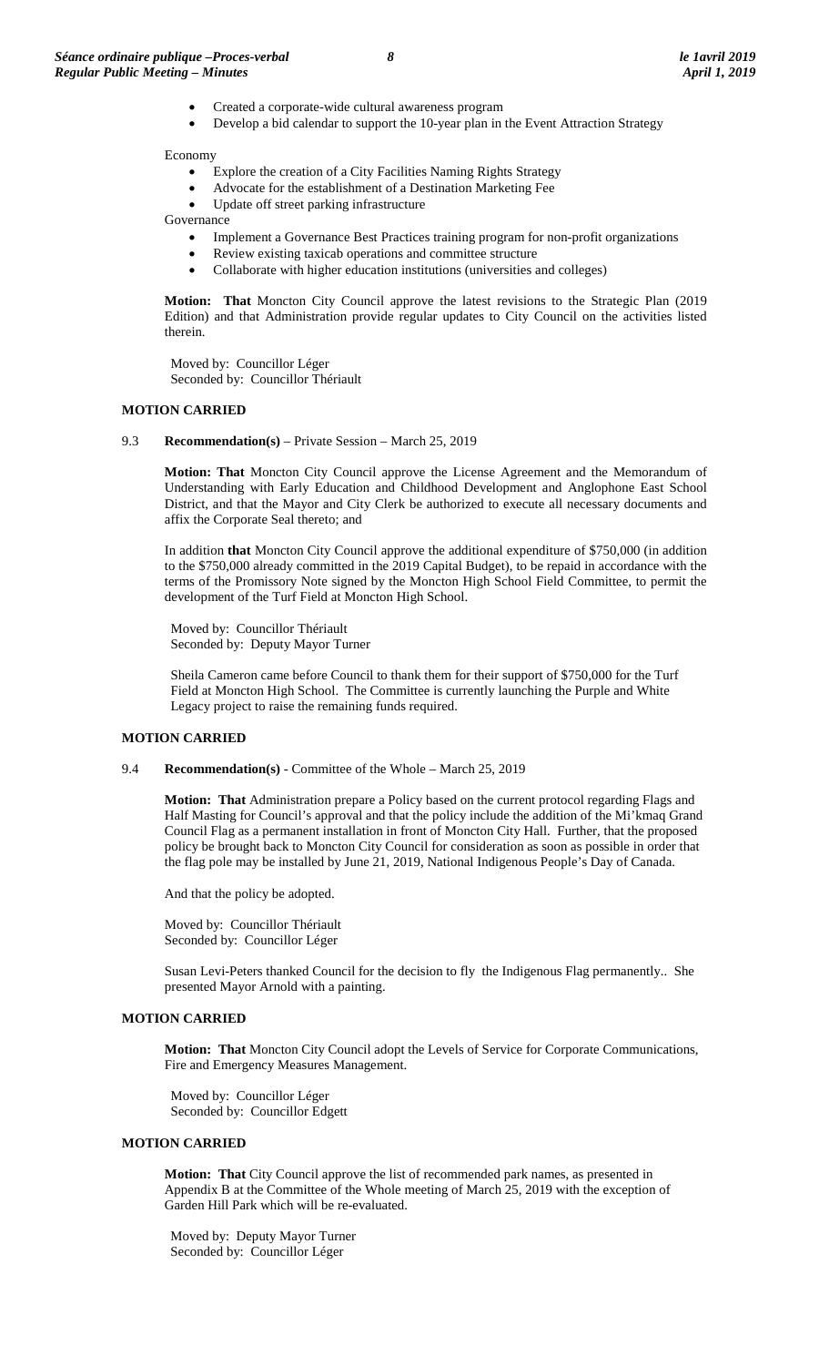- Created a corporate-wide cultural awareness program
- Develop a bid calendar to support the 10-year plan in the Event Attraction Strategy

Economy

- Explore the creation of a City Facilities Naming Rights Strategy
- Advocate for the establishment of a Destination Marketing Fee
- Update off street parking infrastructure

Governance

- Implement a Governance Best Practices training program for non-profit organizations
- Review existing taxicab operations and committee structure
- Collaborate with higher education institutions (universities and colleges)

**Motion: That** Moncton City Council approve the latest revisions to the Strategic Plan (2019 Edition) and that Administration provide regular updates to City Council on the activities listed therein.

Moved by: Councillor Léger
Seconded by: Councillor Thériault

**MOTION CARRIED**

9.3 **Recommendation(s)** – Private Session – March 25, 2019

**Motion: That** Moncton City Council approve the License Agreement and the Memorandum of Understanding with Early Education and Childhood Development and Anglophone East School District, and that the Mayor and City Clerk be authorized to execute all necessary documents and affix the Corporate Seal thereto; and

In addition **that** Moncton City Council approve the additional expenditure of $750,000 (in addition to the $750,000 already committed in the 2019 Capital Budget), to be repaid in accordance with the terms of the Promissory Note signed by the Moncton High School Field Committee, to permit the development of the Turf Field at Moncton High School.

Moved by: Councillor Thériault
Seconded by: Deputy Mayor Turner

Sheila Cameron came before Council to thank them for their support of $750,000 for the Turf Field at Moncton High School. The Committee is currently launching the Purple and White Legacy project to raise the remaining funds required.

**MOTION CARRIED**

9.4 **Recommendation(s)** - Committee of the Whole – March 25, 2019

**Motion: That** Administration prepare a Policy based on the current protocol regarding Flags and Half Masting for Council's approval and that the policy include the addition of the Mi'kmaq Grand Council Flag as a permanent installation in front of Moncton City Hall. Further, that the proposed policy be brought back to Moncton City Council for consideration as soon as possible in order that the flag pole may be installed by June 21, 2019, National Indigenous People's Day of Canada.

And that the policy be adopted.

Moved by: Councillor Thériault
Seconded by: Councillor Léger

Susan Levi-Peters thanked Council for the decision to fly the Indigenous Flag permanently.. She presented Mayor Arnold with a painting.

**MOTION CARRIED**

**Motion: That** Moncton City Council adopt the Levels of Service for Corporate Communications, Fire and Emergency Measures Management.

Moved by: Councillor Léger
Seconded by: Councillor Edgett

**MOTION CARRIED**

**Motion: That** City Council approve the list of recommended park names, as presented in Appendix B at the Committee of the Whole meeting of March 25, 2019 with the exception of Garden Hill Park which will be re-evaluated.

Moved by: Deputy Mayor Turner
Seconded by: Councillor Léger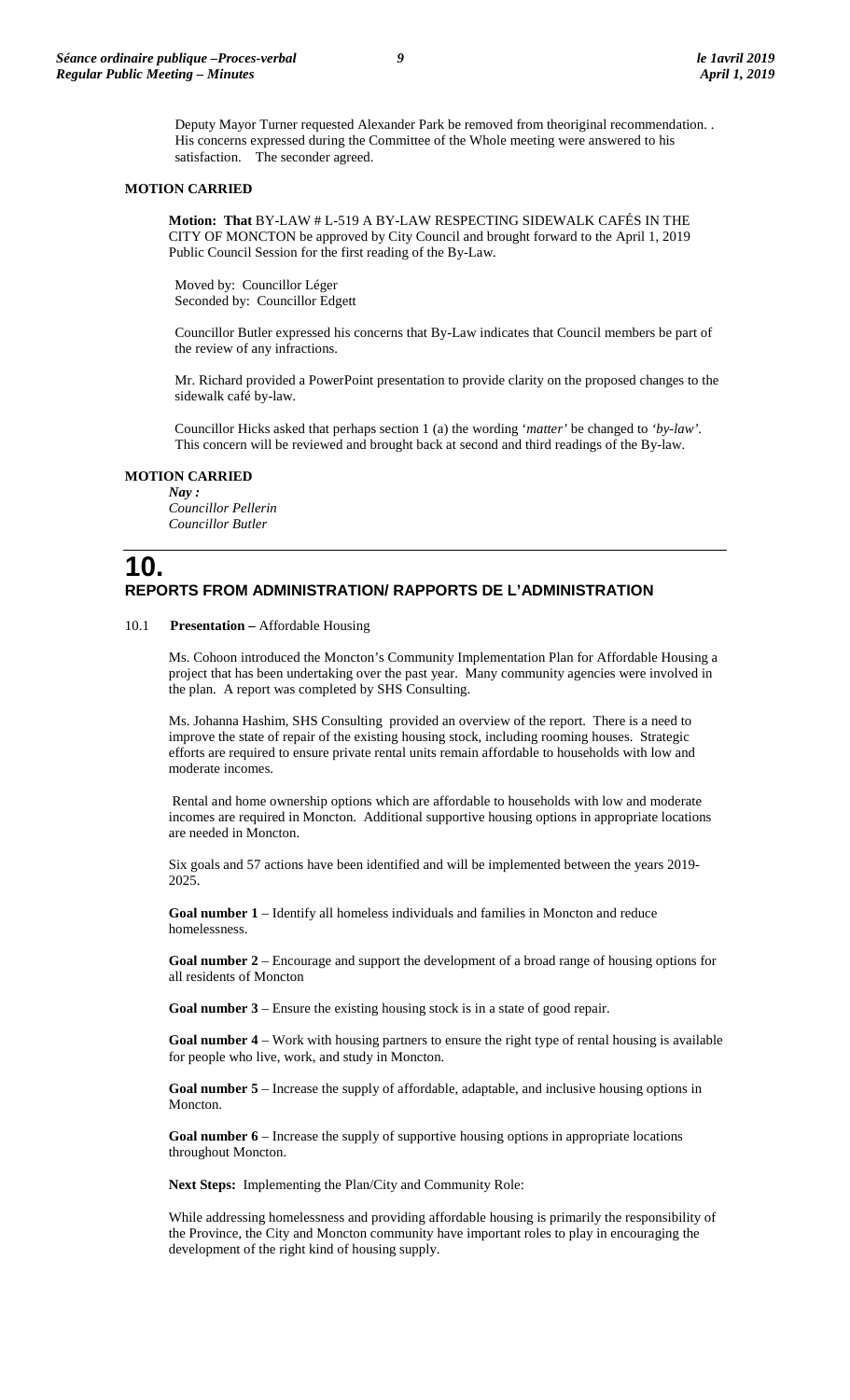Deputy Mayor Turner requested Alexander Park be removed from theoriginal recommendation. . His concerns expressed during the Committee of the Whole meeting were answered to his satisfaction. The seconder agreed.

**MOTION CARRIED**

**Motion: That** BY-LAW # L-519 A BY-LAW RESPECTING SIDEWALK CAFÉS IN THE CITY OF MONCTON be approved by City Council and brought forward to the April 1, 2019 Public Council Session for the first reading of the By-Law.

Moved by: Councillor Léger
Seconded by: Councillor Edgett

Councillor Butler expressed his concerns that By-Law indicates that Council members be part of the review of any infractions.

Mr. Richard provided a PowerPoint presentation to provide clarity on the proposed changes to the sidewalk café by-law.

Councillor Hicks asked that perhaps section 1 (a) the wording '*matter'* be changed to *'by-law'*. This concern will be reviewed and brought back at second and third readings of the By-law.

**MOTION CARRIED**

***Nay :***
*Councillor Pellerin*
*Councillor Butler*

# 10. REPORTS FROM ADMINISTRATION/ RAPPORTS DE L'ADMINISTRATION

10.1 **Presentation –** Affordable Housing

Ms. Cohoon introduced the Moncton's Community Implementation Plan for Affordable Housing a project that has been undertaking over the past year. Many community agencies were involved in the plan. A report was completed by SHS Consulting.

Ms. Johanna Hashim, SHS Consulting provided an overview of the report. There is a need to improve the state of repair of the existing housing stock, including rooming houses. Strategic efforts are required to ensure private rental units remain affordable to households with low and moderate incomes.

Rental and home ownership options which are affordable to households with low and moderate incomes are required in Moncton. Additional supportive housing options in appropriate locations are needed in Moncton.

Six goals and 57 actions have been identified and will be implemented between the years 2019-2025.

**Goal number 1** – Identify all homeless individuals and families in Moncton and reduce homelessness.

**Goal number 2** – Encourage and support the development of a broad range of housing options for all residents of Moncton

**Goal number 3** – Ensure the existing housing stock is in a state of good repair.

**Goal number 4** – Work with housing partners to ensure the right type of rental housing is available for people who live, work, and study in Moncton.

**Goal number 5** – Increase the supply of affordable, adaptable, and inclusive housing options in Moncton.

**Goal number 6** – Increase the supply of supportive housing options in appropriate locations throughout Moncton.

**Next Steps:** Implementing the Plan/City and Community Role:

While addressing homelessness and providing affordable housing is primarily the responsibility of the Province, the City and Moncton community have important roles to play in encouraging the development of the right kind of housing supply.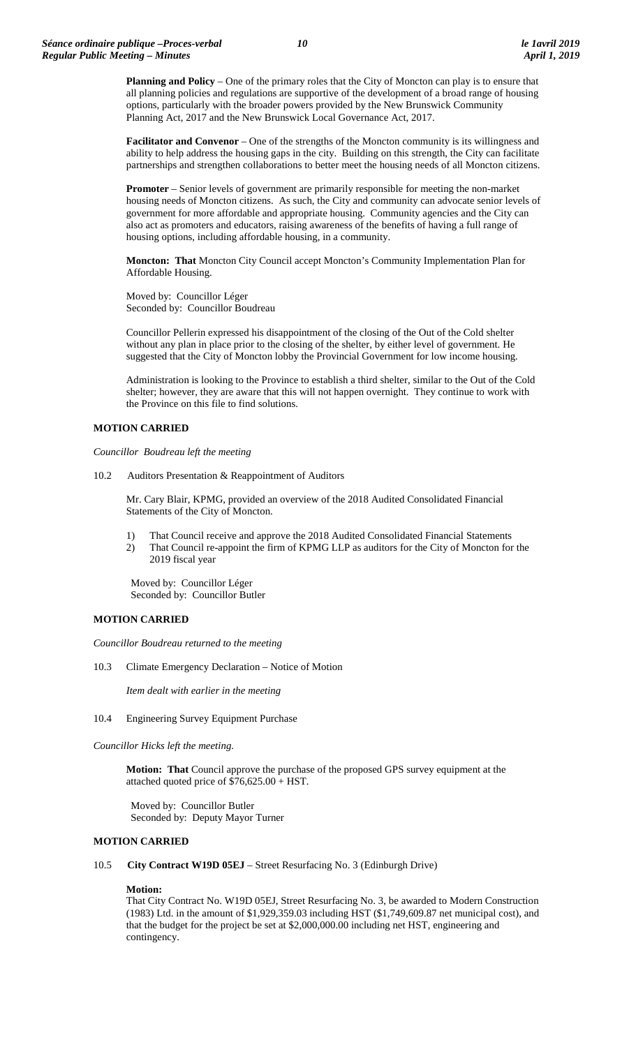**Planning and Policy** – One of the primary roles that the City of Moncton can play is to ensure that all planning policies and regulations are supportive of the development of a broad range of housing options, particularly with the broader powers provided by the New Brunswick Community Planning Act, 2017 and the New Brunswick Local Governance Act, 2017.

**Facilitator and Convenor** – One of the strengths of the Moncton community is its willingness and ability to help address the housing gaps in the city. Building on this strength, the City can facilitate partnerships and strengthen collaborations to better meet the housing needs of all Moncton citizens.

**Promoter** – Senior levels of government are primarily responsible for meeting the non-market housing needs of Moncton citizens. As such, the City and community can advocate senior levels of government for more affordable and appropriate housing. Community agencies and the City can also act as promoters and educators, raising awareness of the benefits of having a full range of housing options, including affordable housing, in a community.

**Moncton: That** Moncton City Council accept Moncton's Community Implementation Plan for Affordable Housing.

Moved by: Councillor Léger
Seconded by: Councillor Boudreau

Councillor Pellerin expressed his disappointment of the closing of the Out of the Cold shelter without any plan in place prior to the closing of the shelter, by either level of government. He suggested that the City of Moncton lobby the Provincial Government for low income housing.

Administration is looking to the Province to establish a third shelter, similar to the Out of the Cold shelter; however, they are aware that this will not happen overnight. They continue to work with the Province on this file to find solutions.

**MOTION CARRIED**

*Councillor Boudreau left the meeting*

10.2 Auditors Presentation & Reappointment of Auditors

Mr. Cary Blair, KPMG, provided an overview of the 2018 Audited Consolidated Financial Statements of the City of Moncton.

1) That Council receive and approve the 2018 Audited Consolidated Financial Statements
2) That Council re-appoint the firm of KPMG LLP as auditors for the City of Moncton for the 2019 fiscal year

Moved by: Councillor Léger
Seconded by: Councillor Butler

**MOTION CARRIED**

*Councillor Boudreau returned to the meeting*

10.3 Climate Emergency Declaration – Notice of Motion

*Item dealt with earlier in the meeting*

10.4 Engineering Survey Equipment Purchase

*Councillor Hicks left the meeting.*

**Motion: That** Council approve the purchase of the proposed GPS survey equipment at the attached quoted price of $76,625.00 + HST.

Moved by: Councillor Butler
Seconded by: Deputy Mayor Turner

**MOTION CARRIED**

10.5 **City Contract W19D 05EJ** – Street Resurfacing No. 3 (Edinburgh Drive)

**Motion:**
That City Contract No. W19D 05EJ, Street Resurfacing No. 3, be awarded to Modern Construction (1983) Ltd. in the amount of $1,929,359.03 including HST ($1,749,609.87 net municipal cost), and that the budget for the project be set at $2,000,000.00 including net HST, engineering and contingency.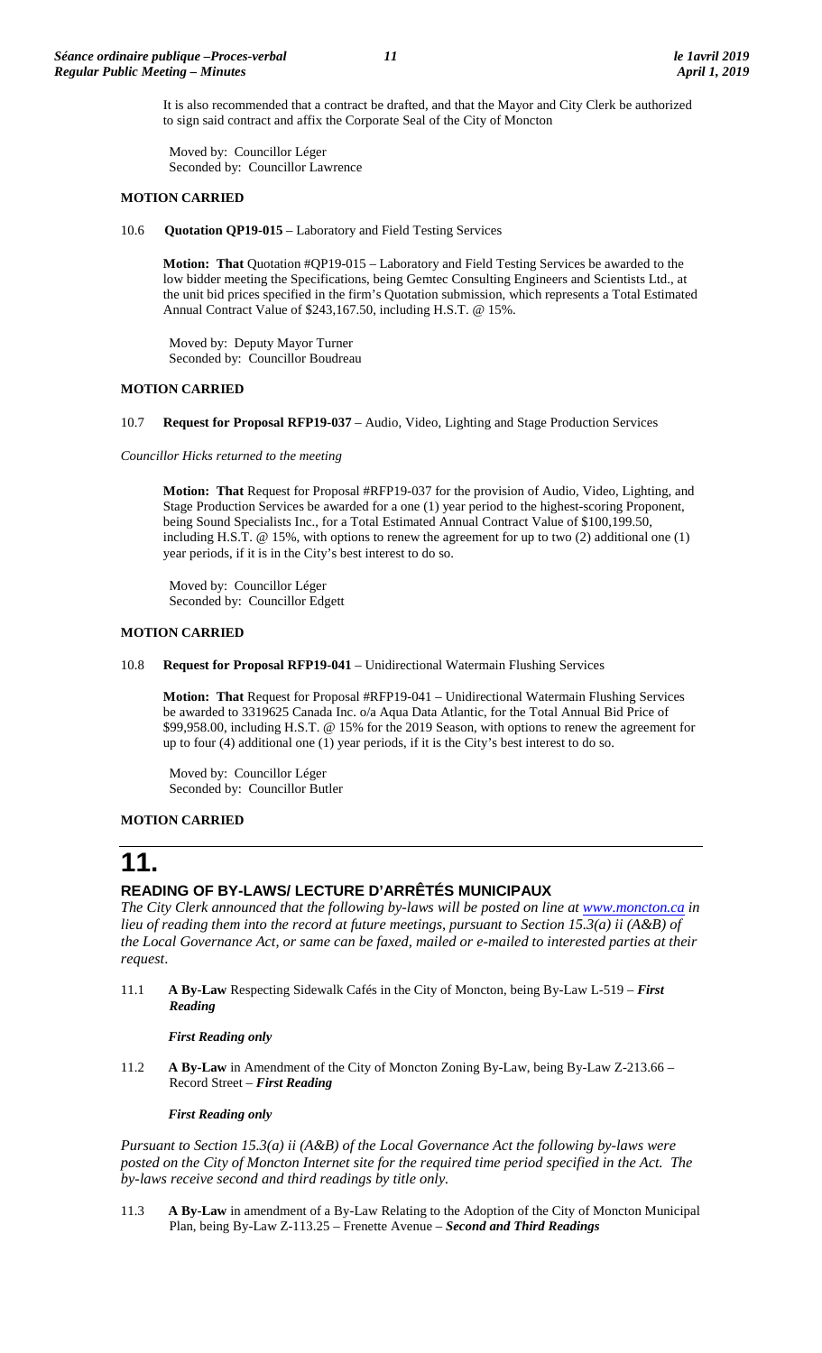It is also recommended that a contract be drafted, and that the Mayor and City Clerk be authorized to sign said contract and affix the Corporate Seal of the City of Moncton

Moved by: Councillor Léger
Seconded by: Councillor Lawrence

**MOTION CARRIED**

10.6 **Quotation QP19-015** – Laboratory and Field Testing Services

**Motion: That** Quotation #QP19-015 – Laboratory and Field Testing Services be awarded to the low bidder meeting the Specifications, being Gemtec Consulting Engineers and Scientists Ltd., at the unit bid prices specified in the firm's Quotation submission, which represents a Total Estimated Annual Contract Value of $243,167.50, including H.S.T. @ 15%.

Moved by: Deputy Mayor Turner
Seconded by: Councillor Boudreau

**MOTION CARRIED**

10.7 **Request for Proposal RFP19-037** – Audio, Video, Lighting and Stage Production Services

*Councillor Hicks returned to the meeting*

**Motion: That** Request for Proposal #RFP19-037 for the provision of Audio, Video, Lighting, and Stage Production Services be awarded for a one (1) year period to the highest-scoring Proponent, being Sound Specialists Inc., for a Total Estimated Annual Contract Value of $100,199.50, including H.S.T. @ 15%, with options to renew the agreement for up to two (2) additional one (1) year periods, if it is in the City's best interest to do so.

Moved by: Councillor Léger
Seconded by: Councillor Edgett

**MOTION CARRIED**

10.8 **Request for Proposal RFP19-041** – Unidirectional Watermain Flushing Services

**Motion: That** Request for Proposal #RFP19-041 – Unidirectional Watermain Flushing Services be awarded to 3319625 Canada Inc. o/a Aqua Data Atlantic, for the Total Annual Bid Price of $99,958.00, including H.S.T. @ 15% for the 2019 Season, with options to renew the agreement for up to four (4) additional one (1) year periods, if it is the City's best interest to do so.

Moved by: Councillor Léger
Seconded by: Councillor Butler

**MOTION CARRIED**

# 11.

## READING OF BY-LAWS/ LECTURE D'ARRÊTÉS MUNICIPAUX

*The City Clerk announced that the following by-laws will be posted on line at www.moncton.ca in lieu of reading them into the record at future meetings, pursuant to Section 15.3(a) ii (A&B) of the Local Governance Act, or same can be faxed, mailed or e-mailed to interested parties at their request*.

11.1 **A By-Law** Respecting Sidewalk Cafés in the City of Moncton, being By-Law L-519 – ***First Reading***

***First Reading only***

11.2 **A By-Law** in Amendment of the City of Moncton Zoning By-Law, being By-Law Z-213.66 – Record Street – ***First Reading***

***First Reading only***

*Pursuant to Section 15.3(a) ii (A&B) of the Local Governance Act the following by-laws were posted on the City of Moncton Internet site for the required time period specified in the Act. The by-laws receive second and third readings by title only.*

11.3 **A By-Law** in amendment of a By-Law Relating to the Adoption of the City of Moncton Municipal Plan, being By-Law Z-113.25 – Frenette Avenue – ***Second and Third Readings***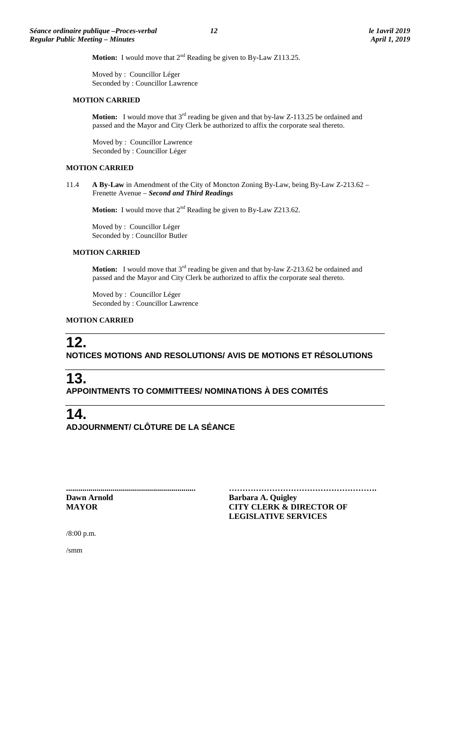**Motion:** I would move that 2nd Reading be given to By-Law Z113.25.

Moved by : Councillor Léger
Seconded by : Councillor Lawrence

**MOTION CARRIED**

**Motion:** I would move that 3rd reading be given and that by-law Z-113.25 be ordained and passed and the Mayor and City Clerk be authorized to affix the corporate seal thereto.

Moved by : Councillor Lawrence
Seconded by : Councillor Léger

**MOTION CARRIED**

11.4 **A By-Law** in Amendment of the City of Moncton Zoning By-Law, being By-Law Z-213.62 – Frenette Avenue – ***Second and Third Readings***

**Motion:** I would move that 2nd Reading be given to By-Law Z213.62.

Moved by : Councillor Léger
Seconded by : Councillor Butler

**MOTION CARRIED**

**Motion:** I would move that 3rd reading be given and that by-law Z-213.62 be ordained and passed and the Mayor and City Clerk be authorized to affix the corporate seal thereto.

Moved by : Councillor Léger
Seconded by : Councillor Lawrence

**MOTION CARRIED**

# 12.
**NOTICES MOTIONS AND RESOLUTIONS/ AVIS DE MOTIONS ET RÉSOLUTIONS**

# 13.
**APPOINTMENTS TO COMMITTEES/ NOMINATIONS À DES COMITÉS**

# 14.
**ADJOURNMENT/ CLÔTURE DE LA SÉANCE**

..............................................................
**Dawn Arnold**
**MAYOR**

……………………………………………….
**Barbara A. Quigley**
**CITY CLERK & DIRECTOR OF LEGISLATIVE SERVICES**

/8:00 p.m.

/smm